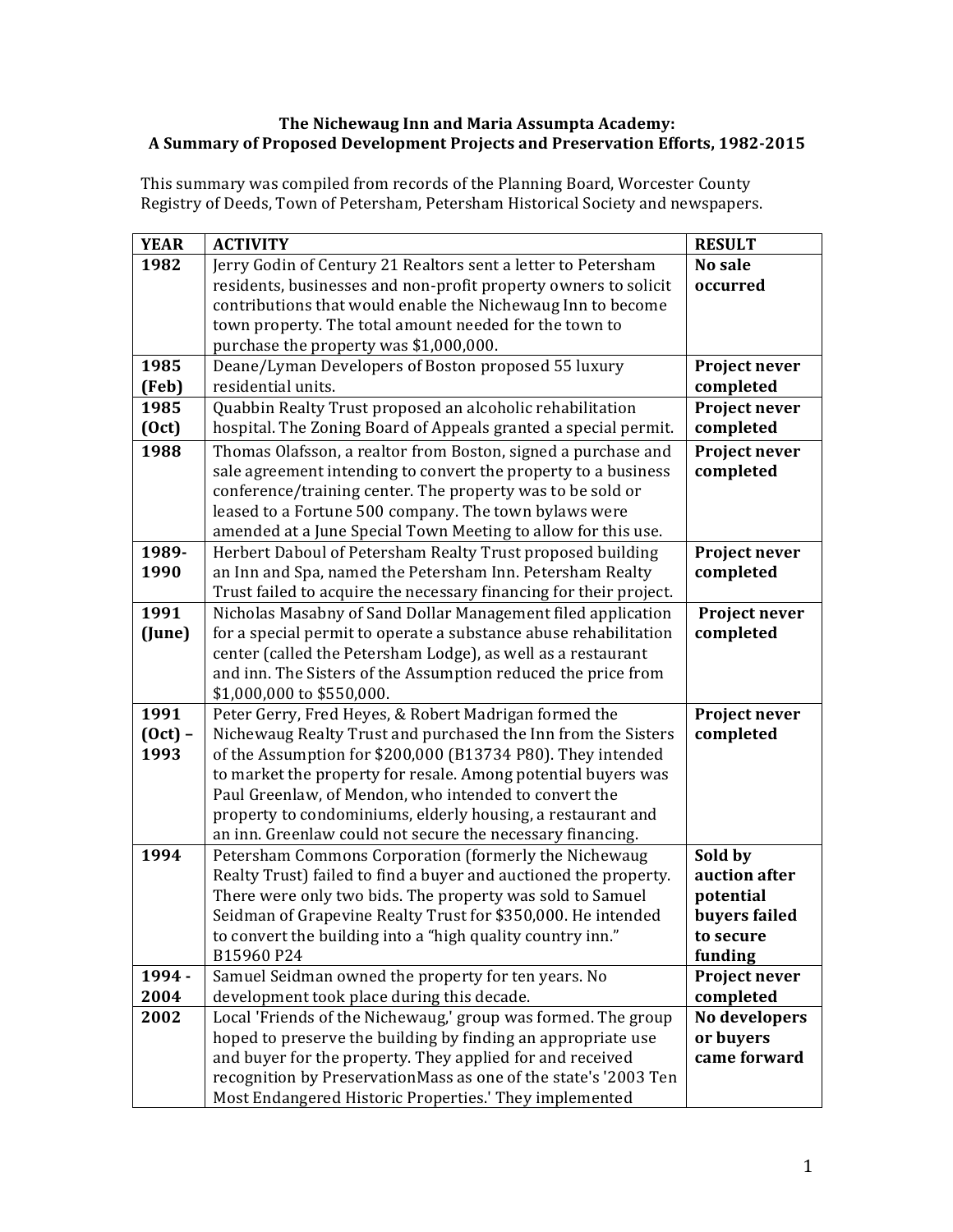**The Nichewaug Inn and Maria Assumpta Academy:**
**A Summary of Proposed Development Projects and Preservation Efforts, 1982-2015**

This summary was compiled from records of the Planning Board, Worcester County Registry of Deeds, Town of Petersham, Petersham Historical Society and newspapers.

| YEAR | ACTIVITY | RESULT |
|---|---|---|
| **1982** | Jerry Godin of Century 21 Realtors sent a letter to Petersham residents, businesses and non-profit property owners to solicit contributions that would enable the Nichewaug Inn to become town property. The total amount needed for the town to purchase the property was $1,000,000. | **No sale occurred** |
| **1985 (Feb)** | Deane/Lyman Developers of Boston proposed 55 luxury residential units. | **Project never completed** |
| **1985 (Oct)** | Quabbin Realty Trust proposed an alcoholic rehabilitation hospital. The Zoning Board of Appeals granted a special permit. | **Project never completed** |
| **1988** | Thomas Olafsson, a realtor from Boston, signed a purchase and sale agreement intending to convert the property to a business conference/training center. The property was to be sold or leased to a Fortune 500 company. The town bylaws were amended at a June Special Town Meeting to allow for this use. | **Project never completed** |
| **1989-1990** | Herbert Daboul of Petersham Realty Trust proposed building an Inn and Spa, named the Petersham Inn. Petersham Realty Trust failed to acquire the necessary financing for their project. | **Project never completed** |
| **1991 (June)** | Nicholas Masabny of Sand Dollar Management filed application for a special permit to operate a substance abuse rehabilitation center (called the Petersham Lodge), as well as a restaurant and inn. The Sisters of the Assumption reduced the price from $1,000,000 to $550,000. | **Project never completed** |
| **1991 (Oct) – 1993** | Peter Gerry, Fred Heyes, & Robert Madrigan formed the Nichewaug Realty Trust and purchased the Inn from the Sisters of the Assumption for $200,000 (B13734 P80). They intended to market the property for resale. Among potential buyers was Paul Greenlaw, of Mendon, who intended to convert the property to condominiums, elderly housing, a restaurant and an inn. Greenlaw could not secure the necessary financing. | **Project never completed** |
| **1994** | Petersham Commons Corporation (formerly the Nichewaug Realty Trust) failed to find a buyer and auctioned the property. There were only two bids. The property was sold to Samuel Seidman of Grapevine Realty Trust for $350,000. He intended to convert the building into a "high quality country inn." B15960 P24 | **Sold by auction after potential buyers failed to secure funding** |
| **1994 - 2004** | Samuel Seidman owned the property for ten years. No development took place during this decade. | **Project never completed** |
| **2002** | Local 'Friends of the Nichewaug,' group was formed. The group hoped to preserve the building by finding an appropriate use and buyer for the property. They applied for and received recognition by PreservationMass as one of the state's '2003 Ten Most Endangered Historic Properties.' They implemented | **No developers or buyers came forward** |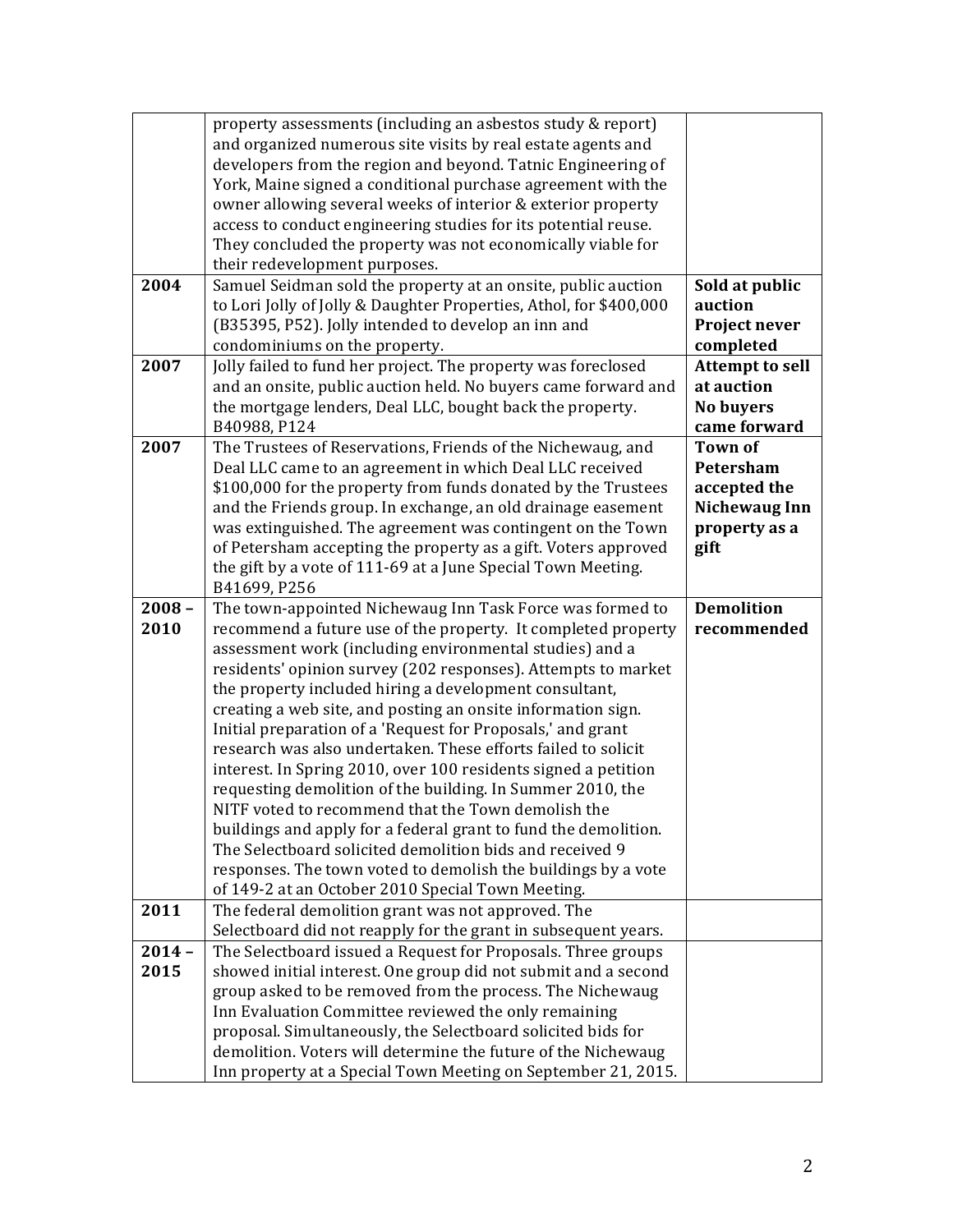| | | |
|---|---|---|
| | property assessments (including an asbestos study & report) and organized numerous site visits by real estate agents and developers from the region and beyond. Tatnic Engineering of York, Maine signed a conditional purchase agreement with the owner allowing several weeks of interior & exterior property access to conduct engineering studies for its potential reuse. They concluded the property was not economically viable for their redevelopment purposes. | |
| **2004** | Samuel Seidman sold the property at an onsite, public auction to Lori Jolly of Jolly & Daughter Properties, Athol, for $400,000 (B35395, P52). Jolly intended to develop an inn and condominiums on the property. | **Sold at public auction Project never completed** |
| **2007** | Jolly failed to fund her project. The property was foreclosed and an onsite, public auction held. No buyers came forward and the mortgage lenders, Deal LLC, bought back the property. B40988, P124 | **Attempt to sell at auction No buyers came forward** |
| **2007** | The Trustees of Reservations, Friends of the Nichewaug, and Deal LLC came to an agreement in which Deal LLC received $100,000 for the property from funds donated by the Trustees and the Friends group. In exchange, an old drainage easement was extinguished. The agreement was contingent on the Town of Petersham accepting the property as a gift. Voters approved the gift by a vote of 111-69 at a June Special Town Meeting. B41699, P256 | **Town of Petersham accepted the Nichewaug Inn property as a gift** |
| **2008 – 2010** | The town-appointed Nichewaug Inn Task Force was formed to recommend a future use of the property. It completed property assessment work (including environmental studies) and a residents' opinion survey (202 responses). Attempts to market the property included hiring a development consultant, creating a web site, and posting an onsite information sign. Initial preparation of a 'Request for Proposals,' and grant research was also undertaken. These efforts failed to solicit interest. In Spring 2010, over 100 residents signed a petition requesting demolition of the building. In Summer 2010, the NITF voted to recommend that the Town demolish the buildings and apply for a federal grant to fund the demolition. The Selectboard solicited demolition bids and received 9 responses. The town voted to demolish the buildings by a vote of 149-2 at an October 2010 Special Town Meeting. | **Demolition recommended** |
| **2011** | The federal demolition grant was not approved. The Selectboard did not reapply for the grant in subsequent years. | |
| **2014 – 2015** | The Selectboard issued a Request for Proposals. Three groups showed initial interest. One group did not submit and a second group asked to be removed from the process. The Nichewaug Inn Evaluation Committee reviewed the only remaining proposal. Simultaneously, the Selectboard solicited bids for demolition. Voters will determine the future of the Nichewaug Inn property at a Special Town Meeting on September 21, 2015. | |